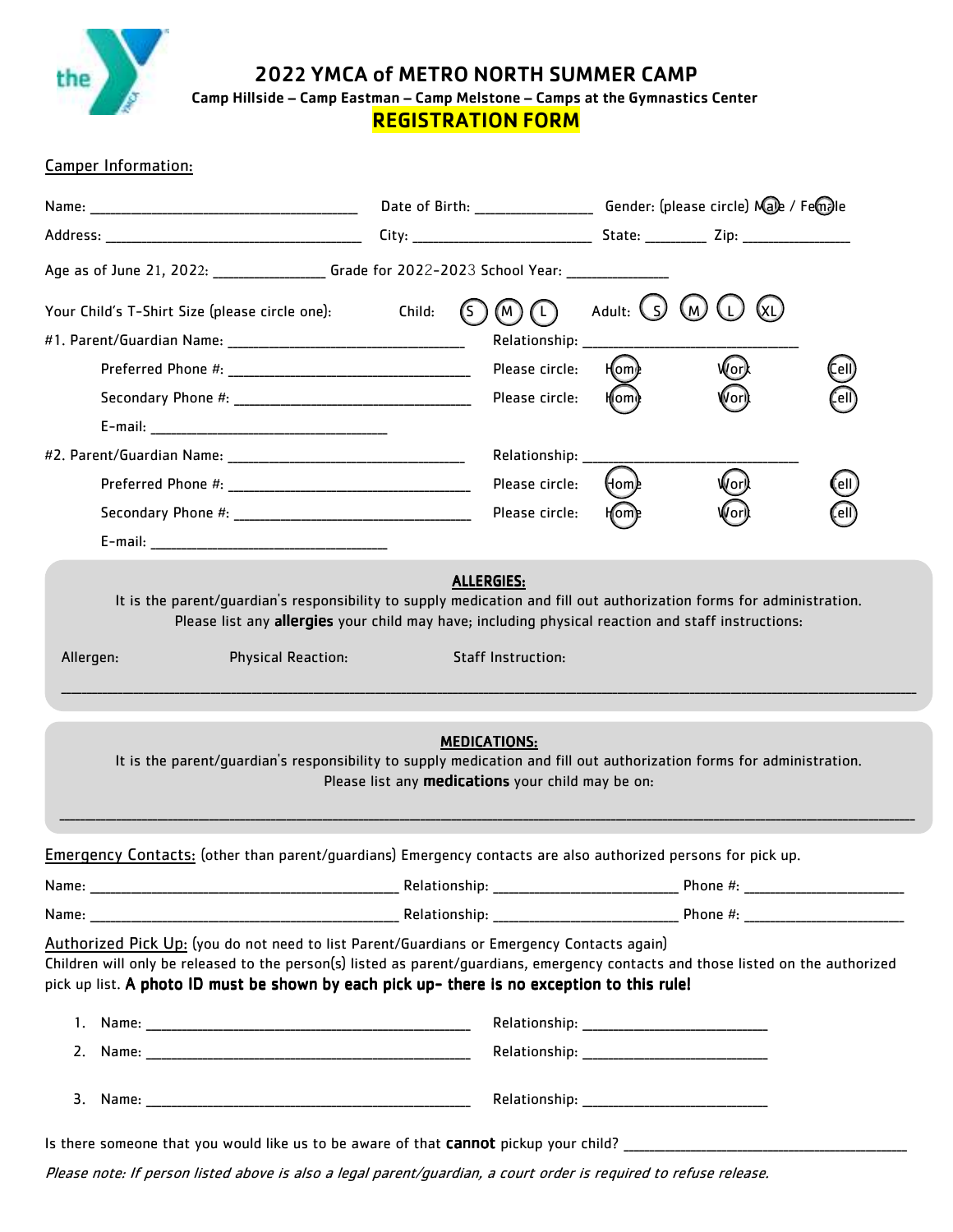# 2022 YMCA of METRO NORTH SUMMER CAMP

**Camp Hillside – Camp Eastman – Camp Melstone – Camps at the Gymnastics Center**

## REGISTRATION FORM

Camper Information:

Name: ______________________________ Date of Birth: ______________ Gender: (please circle) Male / Female

Address: ______________________________ City: ____________________ State: ________ Zip: ______________

Age as of June 21, 2022: ______________ Grade for 2022-2023 School Year: ______________

Your Child's T-Shirt Size (please circle one): Child: S M L Adult: S M L XL

#1. Parent/Guardian Name: ______________________________ Relationship: ________________________

Preferred Phone #: ______________________________ Please circle: Home Work Cell

Secondary Phone #: ______________________________ Please circle: Home Work Cell

E-mail: ______________________________

#2. Parent/Guardian Name: ______________________________ Relationship: ________________________

Preferred Phone #: ______________________________ Please circle: Home Work Cell

Secondary Phone #: ______________________________ Please circle: Home Work Cell

E-mail: ______________________________

**ALLERGIES:**

It is the parent/guardian's responsibility to supply medication and fill out authorization forms for administration. Please list any **allergies** your child may have; including physical reaction and staff instructions:

Allergen: Physical Reaction: Staff Instruction:

______________________________________________________________________________

**MEDICATIONS:**

It is the parent/guardian's responsibility to supply medication and fill out authorization forms for administration. Please list any **medications** your child may be on:

______________________________________________________________________________

Emergency Contacts: (other than parent/guardians) Emergency contacts are also authorized persons for pick up.

Name: ______________________________ Relationship: ____________________ Phone #: ____________________

Name: ______________________________ Relationship: ____________________ Phone #: ____________________

Authorized Pick Up: (you do not need to list Parent/Guardians or Emergency Contacts again)
Children will only be released to the person(s) listed as parent/guardians, emergency contacts and those listed on the authorized pick up list. **A photo ID must be shown by each pick up- there is no exception to this rule!**

1. Name: ______________________________ Relationship: ____________________
2. Name: ______________________________ Relationship: ____________________
3. Name: ______________________________ Relationship: ____________________

Is there someone that you would like us to be aware of that **cannot** pickup your child? ______________________________

*Please note: If person listed above is also a legal parent/guardian, a court order is required to refuse release.*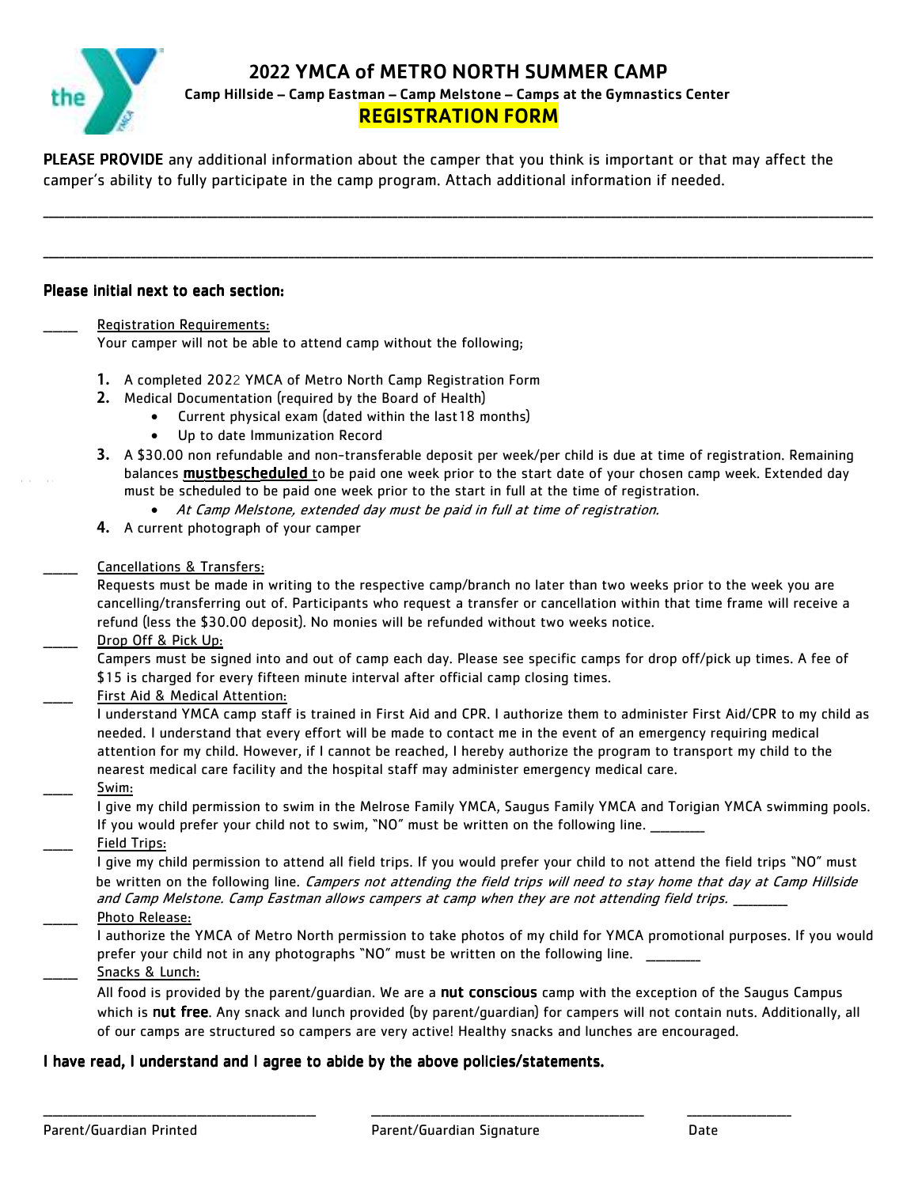# 2022 YMCA of METRO NORTH SUMMER CAMP

**Camp Hillside – Camp Eastman – Camp Melstone – Camps at the Gymnastics Center**

## REGISTRATION FORM

**PLEASE PROVIDE** any additional information about the camper that you think is important or that may affect the camper's ability to fully participate in the camp program. Attach additional information if needed.

______________________________________________________________________________________________

______________________________________________________________________________________________

**Please initial next to each section:**

_____ Registration Requirements:

Your camper will not be able to attend camp without the following;

1. A completed 2022 YMCA of Metro North Camp Registration Form
2. Medical Documentation (required by the Board of Health)
   - Current physical exam (dated within the last 18 months)
   - Up to date Immunization Record
3. A $30.00 non refundable and non-transferable deposit per week/per child is due at time of registration. Remaining balances **mustbescheduled** to be paid one week prior to the start date of your chosen camp week. Extended day must be scheduled to be paid one week prior to the start in full at the time of registration.
   - *At Camp Melstone, extended day must be paid in full at time of registration.*
4. A current photograph of your camper

_____ Cancellations & Transfers:

Requests must be made in writing to the respective camp/branch no later than two weeks prior to the week you are cancelling/transferring out of. Participants who request a transfer or cancellation within that time frame will receive a refund (less the $30.00 deposit). No monies will be refunded without two weeks notice.

_____ Drop Off & Pick Up:

Campers must be signed into and out of camp each day. Please see specific camps for drop off/pick up times. A fee of $15 is charged for every fifteen minute interval after official camp closing times.

____ First Aid & Medical Attention:

I understand YMCA camp staff is trained in First Aid and CPR. I authorize them to administer First Aid/CPR to my child as needed. I understand that every effort will be made to contact me in the event of an emergency requiring medical attention for my child. However, if I cannot be reached, I hereby authorize the program to transport my child to the nearest medical care facility and the hospital staff may administer emergency medical care.

____ Swim:

I give my child permission to swim in the Melrose Family YMCA, Saugus Family YMCA and Torigian YMCA swimming pools. If you would prefer your child not to swim, "NO" must be written on the following line. ________

____ Field Trips:

I give my child permission to attend all field trips. If you would prefer your child to not attend the field trips "NO" must be written on the following line. *Campers not attending the field trips will need to stay home that day at Camp Hillside and Camp Melstone. Camp Eastman allows campers at camp when they are not attending field trips.* ________

_____ Photo Release:

I authorize the YMCA of Metro North permission to take photos of my child for YMCA promotional purposes. If you would prefer your child not in any photographs "NO" must be written on the following line. ________

_____ Snacks & Lunch:

All food is provided by the parent/guardian. We are a **nut conscious** camp with the exception of the Saugus Campus which is **nut free**. Any snack and lunch provided (by parent/guardian) for campers will not contain nuts. Additionally, all of our camps are structured so campers are very active! Healthy snacks and lunches are encouraged.

**I have read, I understand and I agree to abide by the above policies/statements.**

| _______________________________ | _______________________________ | _______________ |
|---|---|---|
| Parent/Guardian Printed | Parent/Guardian Signature | Date |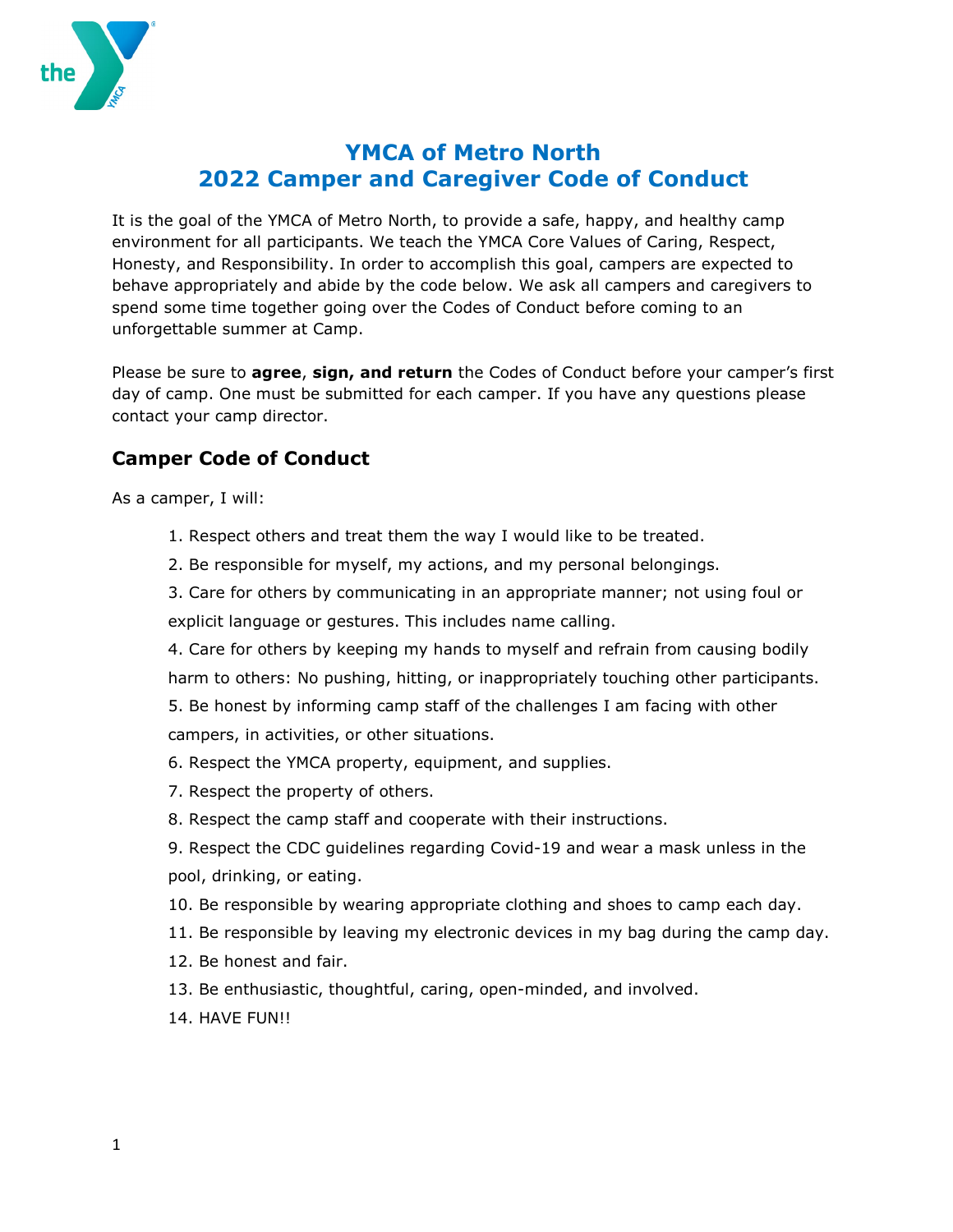# YMCA of Metro North
# 2022 Camper and Caregiver Code of Conduct

It is the goal of the YMCA of Metro North, to provide a safe, happy, and healthy camp environment for all participants. We teach the YMCA Core Values of Caring, Respect, Honesty, and Responsibility. In order to accomplish this goal, campers are expected to behave appropriately and abide by the code below. We ask all campers and caregivers to spend some time together going over the Codes of Conduct before coming to an unforgettable summer at Camp.

Please be sure to **agree**, **sign, and return** the Codes of Conduct before your camper's first day of camp. One must be submitted for each camper. If you have any questions please contact your camp director.

## Camper Code of Conduct

As a camper, I will:

1. Respect others and treat them the way I would like to be treated.
2. Be responsible for myself, my actions, and my personal belongings.
3. Care for others by communicating in an appropriate manner; not using foul or explicit language or gestures. This includes name calling.
4. Care for others by keeping my hands to myself and refrain from causing bodily harm to others: No pushing, hitting, or inappropriately touching other participants.
5. Be honest by informing camp staff of the challenges I am facing with other campers, in activities, or other situations.
6. Respect the YMCA property, equipment, and supplies.
7. Respect the property of others.
8. Respect the camp staff and cooperate with their instructions.
9. Respect the CDC guidelines regarding Covid-19 and wear a mask unless in the pool, drinking, or eating.
10. Be responsible by wearing appropriate clothing and shoes to camp each day.
11. Be responsible by leaving my electronic devices in my bag during the camp day.
12. Be honest and fair.
13. Be enthusiastic, thoughtful, caring, open-minded, and involved.
14. HAVE FUN!!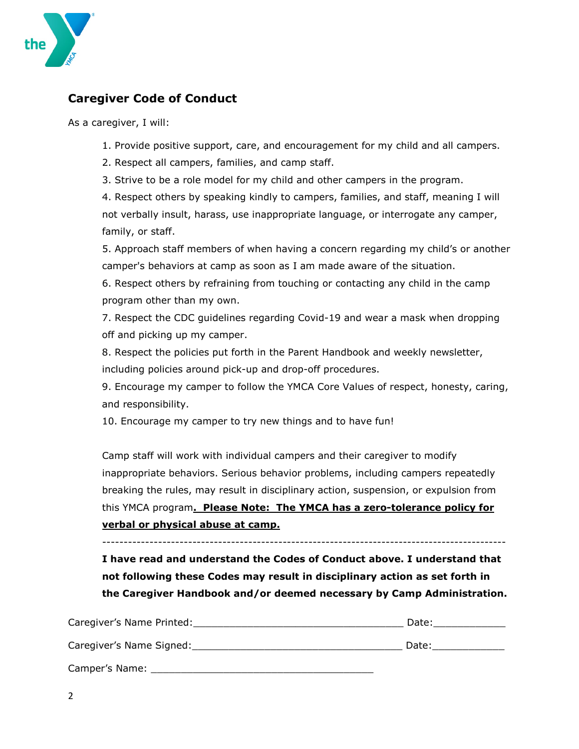## Caregiver Code of Conduct

As a caregiver, I will:

1. Provide positive support, care, and encouragement for my child and all campers.
2. Respect all campers, families, and camp staff.
3. Strive to be a role model for my child and other campers in the program.
4. Respect others by speaking kindly to campers, families, and staff, meaning I will not verbally insult, harass, use inappropriate language, or interrogate any camper, family, or staff.
5. Approach staff members of when having a concern regarding my child's or another camper's behaviors at camp as soon as I am made aware of the situation.
6. Respect others by refraining from touching or contacting any child in the camp program other than my own.
7. Respect the CDC guidelines regarding Covid-19 and wear a mask when dropping off and picking up my camper.
8. Respect the policies put forth in the Parent Handbook and weekly newsletter, including policies around pick-up and drop-off procedures.
9. Encourage my camper to follow the YMCA Core Values of respect, honesty, caring, and responsibility.
10. Encourage my camper to try new things and to have fun!

Camp staff will work with individual campers and their caregiver to modify inappropriate behaviors. Serious behavior problems, including campers repeatedly breaking the rules, may result in disciplinary action, suspension, or expulsion from this YMCA program**. Please Note: The YMCA has a zero-tolerance policy for verbal or physical abuse at camp.**

---

**I have read and understand the Codes of Conduct above. I understand that not following these Codes may result in disciplinary action as set forth in the Caregiver Handbook and/or deemed necessary by Camp Administration.**

Caregiver's Name Printed:_________________________________ Date:____________

Caregiver's Name Signed:_________________________________ Date:____________

Camper's Name: ____________________________________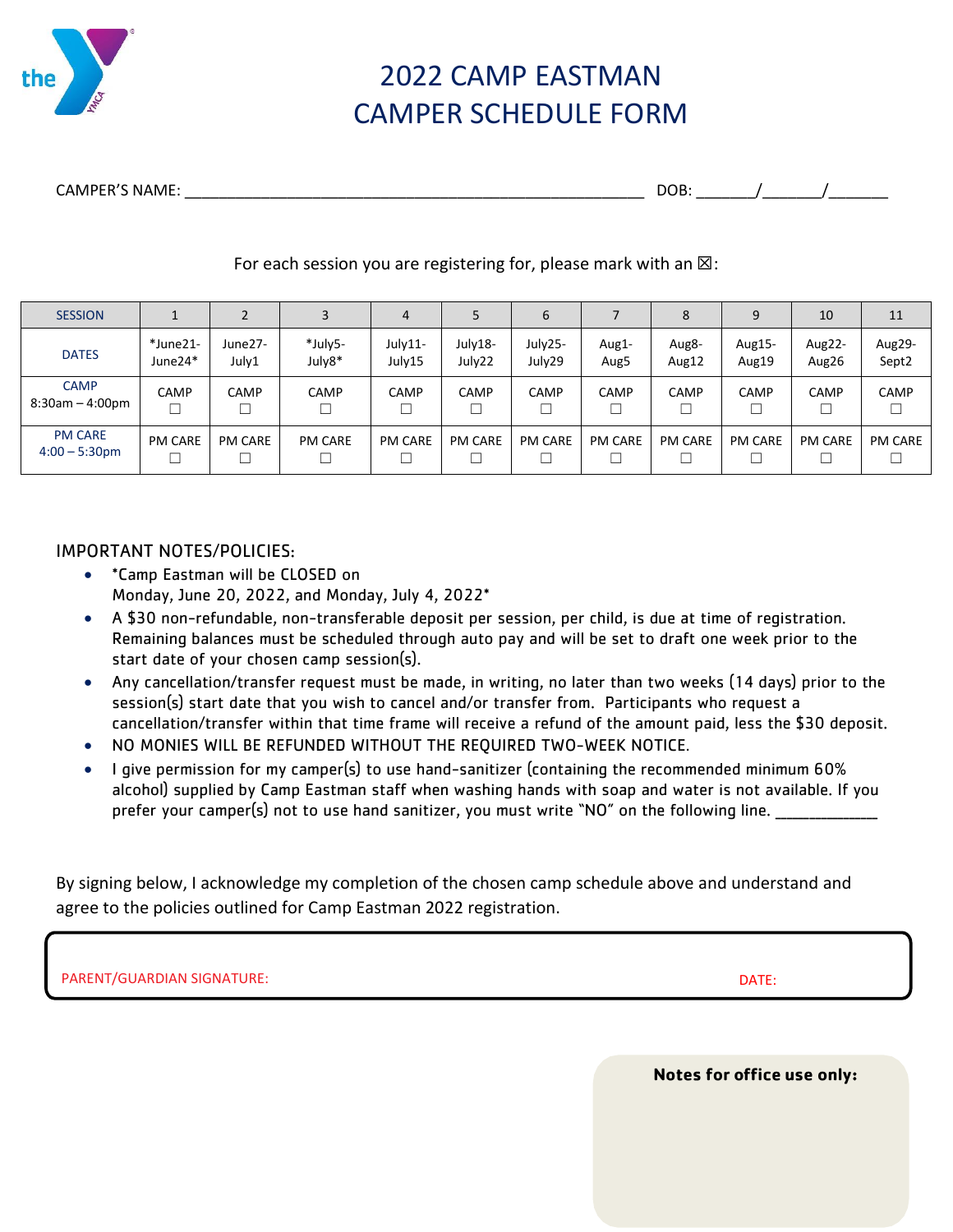# 2022 CAMP EASTMAN
# CAMPER SCHEDULE FORM

CAMPER'S NAME: ______________________________________________________ DOB: _______/_______/_______

For each session you are registering for, please mark with an ☒:

| SESSION | 1 | 2 | 3 | 4 | 5 | 6 | 7 | 8 | 9 | 10 | 11 |
|---|---|---|---|---|---|---|---|---|---|---|---|
| DATES | *June21-June24* | June27-July1 | *July5-July8* | July11-July15 | July18-July22 | July25-July29 | Aug1-Aug5 | Aug8-Aug12 | Aug15-Aug19 | Aug22-Aug26 | Aug29-Sept2 |
| CAMP 8:30am – 4:00pm | CAMP ☐ | CAMP ☐ | CAMP ☐ | CAMP ☐ | CAMP ☐ | CAMP ☐ | CAMP ☐ | CAMP ☐ | CAMP ☐ | CAMP ☐ | CAMP ☐ |
| PM CARE 4:00 – 5:30pm | PM CARE ☐ | PM CARE ☐ | PM CARE ☐ | PM CARE ☐ | PM CARE ☐ | PM CARE ☐ | PM CARE ☐ | PM CARE ☐ | PM CARE ☐ | PM CARE ☐ | PM CARE ☐ |

IMPORTANT NOTES/POLICIES:

- *Camp Eastman will be CLOSED on Monday, June 20, 2022, and Monday, July 4, 2022*
- A $30 non-refundable, non-transferable deposit per session, per child, is due at time of registration. Remaining balances must be scheduled through auto pay and will be set to draft one week prior to the start date of your chosen camp session(s).
- Any cancellation/transfer request must be made, in writing, no later than two weeks (14 days) prior to the session(s) start date that you wish to cancel and/or transfer from. Participants who request a cancellation/transfer within that time frame will receive a refund of the amount paid, less the $30 deposit.
- NO MONIES WILL BE REFUNDED WITHOUT THE REQUIRED TWO-WEEK NOTICE.
- I give permission for my camper(s) to use hand-sanitizer (containing the recommended minimum 60% alcohol) supplied by Camp Eastman staff when washing hands with soap and water is not available. If you prefer your camper(s) not to use hand sanitizer, you must write "NO" on the following line. ____________

By signing below, I acknowledge my completion of the chosen camp schedule above and understand and agree to the policies outlined for Camp Eastman 2022 registration.

PARENT/GUARDIAN SIGNATURE: DATE:

**Notes for office use only:**